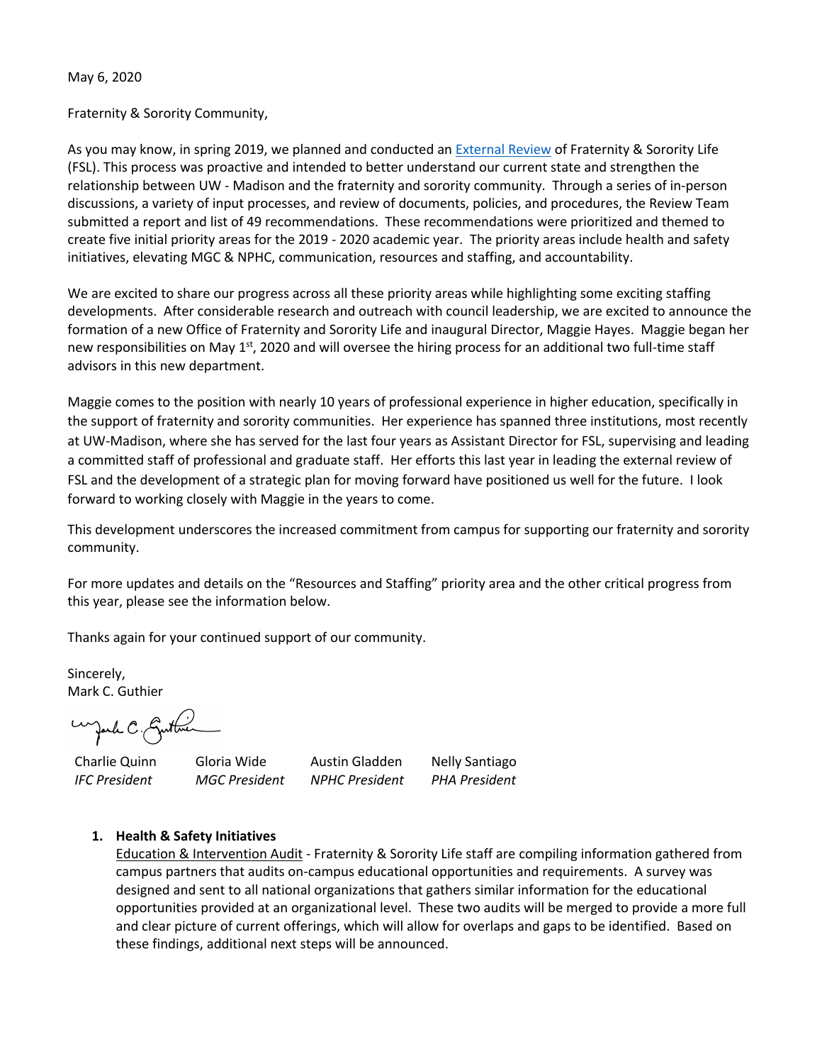May 6, 2020

Fraternity & Sorority Community,

As you may know, in spring 2019, we planned and conducted an External Review of Fraternity & Sorority Life (FSL). This process was proactive and intended to better understand our current state and strengthen the relationship between UW - Madison and the fraternity and sorority community. Through a series of in-person discussions, a variety of input processes, and review of documents, policies, and procedures, the Review Team submitted a report and list of 49 recommendations. These recommendations were prioritized and themed to create five initial priority areas for the 2019 - 2020 academic year. The priority areas include health and safety initiatives, elevating MGC & NPHC, communication, resources and staffing, and accountability.

We are excited to share our progress across all these priority areas while highlighting some exciting staffing developments. After considerable research and outreach with council leadership, we are excited to announce the formation of a new Office of Fraternity and Sorority Life and inaugural Director, Maggie Hayes. Maggie began her new responsibilities on May 1st, 2020 and will oversee the hiring process for an additional two full-time staff advisors in this new department.

Maggie comes to the position with nearly 10 years of professional experience in higher education, specifically in the support of fraternity and sorority communities. Her experience has spanned three institutions, most recently at UW-Madison, where she has served for the last four years as Assistant Director for FSL, supervising and leading a committed staff of professional and graduate staff. Her efforts this last year in leading the external review of FSL and the development of a strategic plan for moving forward have positioned us well for the future. I look forward to working closely with Maggie in the years to come.

This development underscores the increased commitment from campus for supporting our fraternity and sorority community.

For more updates and details on the "Resources and Staffing" priority area and the other critical progress from this year, please see the information below.

Thanks again for your continued support of our community.

Sincerely,
Mark C. Guthier

| Charlie Quinn | Gloria Wide | Austin Gladden | Nelly Santiago |
|---|---|---|---|
| *IFC President* | *MGC President* | *NPHC President* | *PHA President* |

1. **Health & Safety Initiatives**
   Education & Intervention Audit - Fraternity & Sorority Life staff are compiling information gathered from campus partners that audits on-campus educational opportunities and requirements. A survey was designed and sent to all national organizations that gathers similar information for the educational opportunities provided at an organizational level. These two audits will be merged to provide a more full and clear picture of current offerings, which will allow for overlaps and gaps to be identified. Based on these findings, additional next steps will be announced.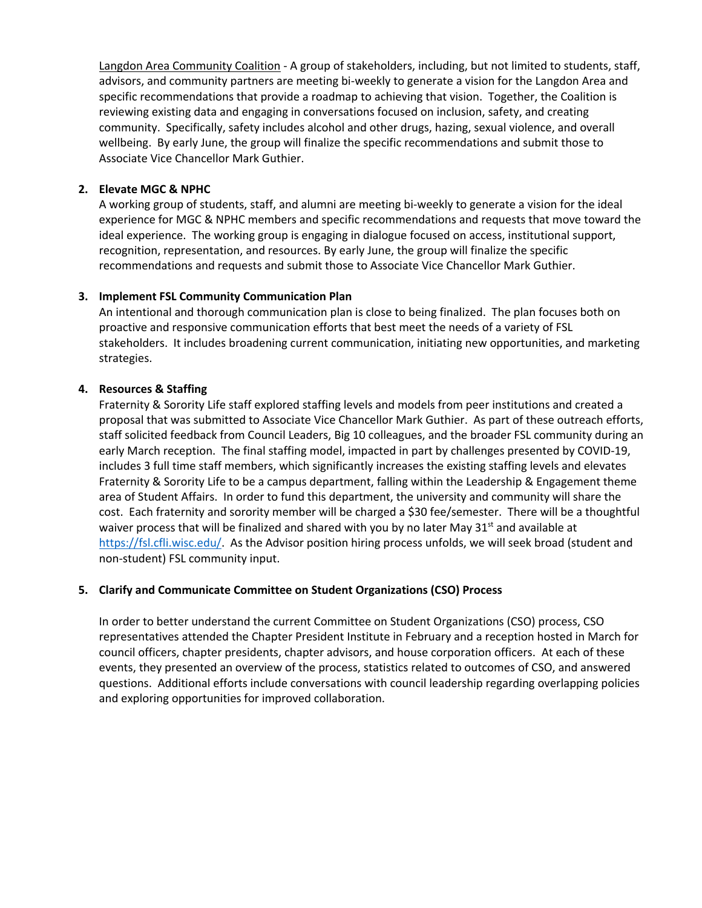Langdon Area Community Coalition - A group of stakeholders, including, but not limited to students, staff, advisors, and community partners are meeting bi-weekly to generate a vision for the Langdon Area and specific recommendations that provide a roadmap to achieving that vision. Together, the Coalition is reviewing existing data and engaging in conversations focused on inclusion, safety, and creating community. Specifically, safety includes alcohol and other drugs, hazing, sexual violence, and overall wellbeing. By early June, the group will finalize the specific recommendations and submit those to Associate Vice Chancellor Mark Guthier.

2. **Elevate MGC & NPHC**

   A working group of students, staff, and alumni are meeting bi-weekly to generate a vision for the ideal experience for MGC & NPHC members and specific recommendations and requests that move toward the ideal experience. The working group is engaging in dialogue focused on access, institutional support, recognition, representation, and resources. By early June, the group will finalize the specific recommendations and requests and submit those to Associate Vice Chancellor Mark Guthier.

3. **Implement FSL Community Communication Plan**

   An intentional and thorough communication plan is close to being finalized. The plan focuses both on proactive and responsive communication efforts that best meet the needs of a variety of FSL stakeholders. It includes broadening current communication, initiating new opportunities, and marketing strategies.

4. **Resources & Staffing**

   Fraternity & Sorority Life staff explored staffing levels and models from peer institutions and created a proposal that was submitted to Associate Vice Chancellor Mark Guthier. As part of these outreach efforts, staff solicited feedback from Council Leaders, Big 10 colleagues, and the broader FSL community during an early March reception. The final staffing model, impacted in part by challenges presented by COVID-19, includes 3 full time staff members, which significantly increases the existing staffing levels and elevates Fraternity & Sorority Life to be a campus department, falling within the Leadership & Engagement theme area of Student Affairs. In order to fund this department, the university and community will share the cost. Each fraternity and sorority member will be charged a $30 fee/semester. There will be a thoughtful waiver process that will be finalized and shared with you by no later May 31st and available at https://fsl.cfli.wisc.edu/. As the Advisor position hiring process unfolds, we will seek broad (student and non-student) FSL community input.

5. **Clarify and Communicate Committee on Student Organizations (CSO) Process**

   In order to better understand the current Committee on Student Organizations (CSO) process, CSO representatives attended the Chapter President Institute in February and a reception hosted in March for council officers, chapter presidents, chapter advisors, and house corporation officers. At each of these events, they presented an overview of the process, statistics related to outcomes of CSO, and answered questions. Additional efforts include conversations with council leadership regarding overlapping policies and exploring opportunities for improved collaboration.